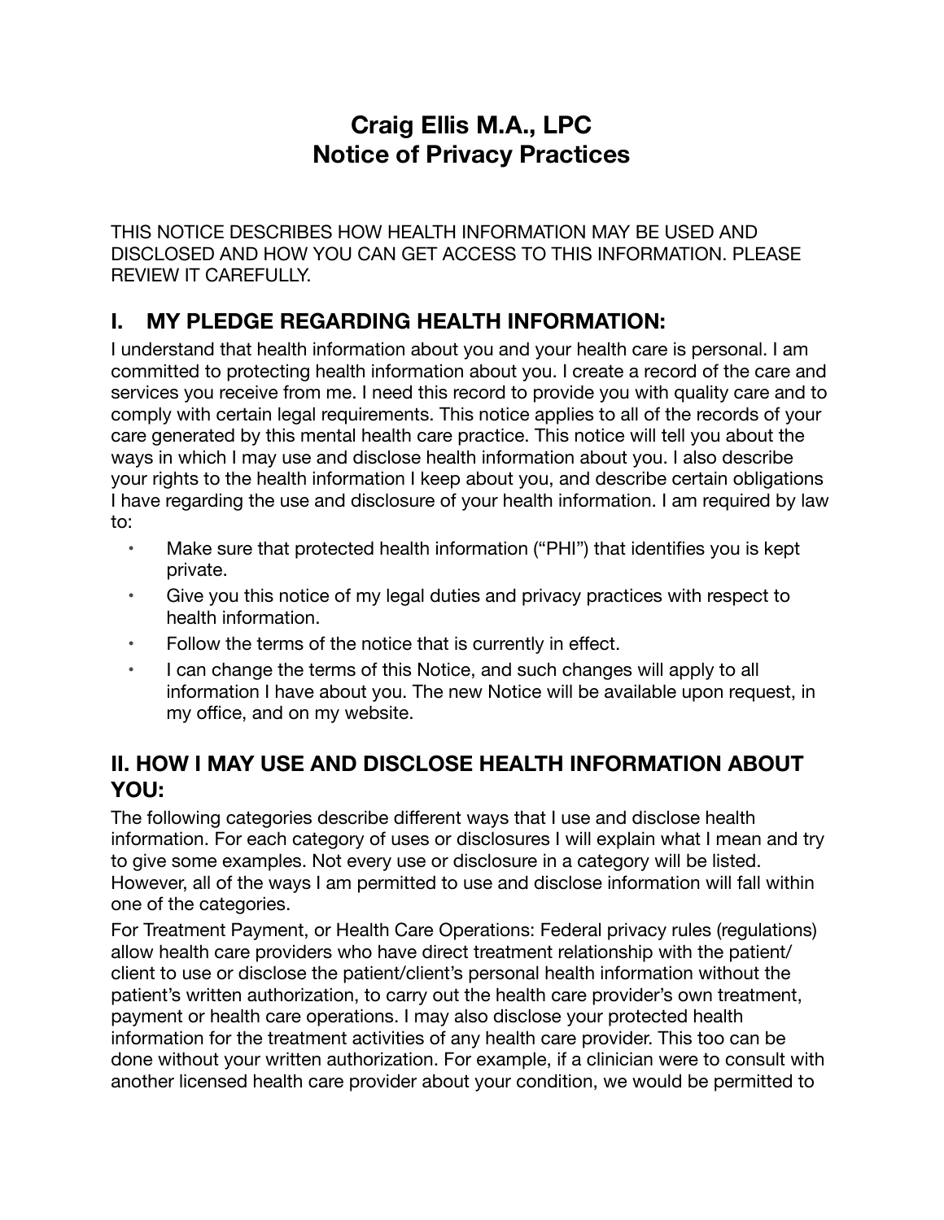# Craig Ellis M.A., LPC
# Notice of Privacy Practices

THIS NOTICE DESCRIBES HOW HEALTH INFORMATION MAY BE USED AND DISCLOSED AND HOW YOU CAN GET ACCESS TO THIS INFORMATION. PLEASE REVIEW IT CAREFULLY.

## I. MY PLEDGE REGARDING HEALTH INFORMATION:

I understand that health information about you and your health care is personal. I am committed to protecting health information about you. I create a record of the care and services you receive from me. I need this record to provide you with quality care and to comply with certain legal requirements. This notice applies to all of the records of your care generated by this mental health care practice. This notice will tell you about the ways in which I may use and disclose health information about you. I also describe your rights to the health information I keep about you, and describe certain obligations I have regarding the use and disclosure of your health information. I am required by law to:

- Make sure that protected health information ("PHI") that identifies you is kept private.
- Give you this notice of my legal duties and privacy practices with respect to health information.
- Follow the terms of the notice that is currently in effect.
- I can change the terms of this Notice, and such changes will apply to all information I have about you. The new Notice will be available upon request, in my office, and on my website.

## II. HOW I MAY USE AND DISCLOSE HEALTH INFORMATION ABOUT YOU:

The following categories describe different ways that I use and disclose health information. For each category of uses or disclosures I will explain what I mean and try to give some examples. Not every use or disclosure in a category will be listed. However, all of the ways I am permitted to use and disclose information will fall within one of the categories.

For Treatment Payment, or Health Care Operations: Federal privacy rules (regulations) allow health care providers who have direct treatment relationship with the patient/client to use or disclose the patient/client's personal health information without the patient's written authorization, to carry out the health care provider's own treatment, payment or health care operations. I may also disclose your protected health information for the treatment activities of any health care provider. This too can be done without your written authorization. For example, if a clinician were to consult with another licensed health care provider about your condition, we would be permitted to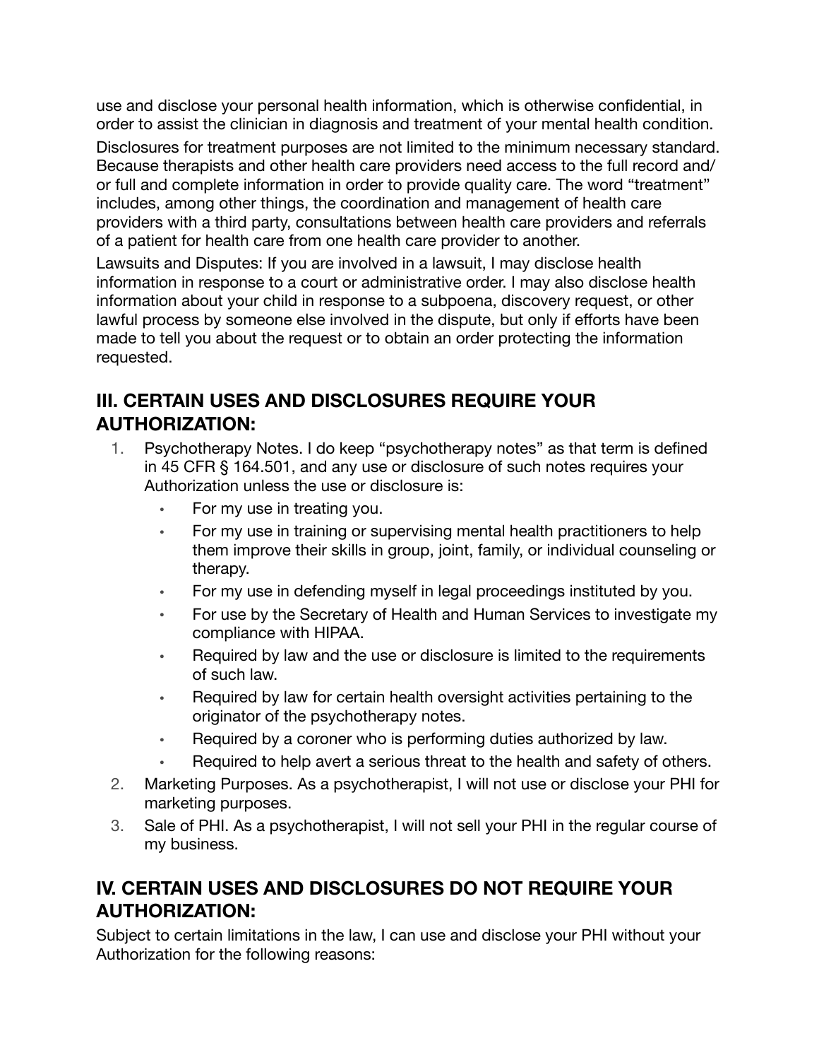use and disclose your personal health information, which is otherwise confidential, in order to assist the clinician in diagnosis and treatment of your mental health condition.

Disclosures for treatment purposes are not limited to the minimum necessary standard. Because therapists and other health care providers need access to the full record and/or full and complete information in order to provide quality care. The word "treatment" includes, among other things, the coordination and management of health care providers with a third party, consultations between health care providers and referrals of a patient for health care from one health care provider to another.

Lawsuits and Disputes: If you are involved in a lawsuit, I may disclose health information in response to a court or administrative order. I may also disclose health information about your child in response to a subpoena, discovery request, or other lawful process by someone else involved in the dispute, but only if efforts have been made to tell you about the request or to obtain an order protecting the information requested.

## III. CERTAIN USES AND DISCLOSURES REQUIRE YOUR AUTHORIZATION:

1. Psychotherapy Notes. I do keep "psychotherapy notes" as that term is defined in 45 CFR § 164.501, and any use or disclosure of such notes requires your Authorization unless the use or disclosure is:
    - For my use in treating you.
    - For my use in training or supervising mental health practitioners to help them improve their skills in group, joint, family, or individual counseling or therapy.
    - For my use in defending myself in legal proceedings instituted by you.
    - For use by the Secretary of Health and Human Services to investigate my compliance with HIPAA.
    - Required by law and the use or disclosure is limited to the requirements of such law.
    - Required by law for certain health oversight activities pertaining to the originator of the psychotherapy notes.
    - Required by a coroner who is performing duties authorized by law.
    - Required to help avert a serious threat to the health and safety of others.
2. Marketing Purposes. As a psychotherapist, I will not use or disclose your PHI for marketing purposes.
3. Sale of PHI. As a psychotherapist, I will not sell your PHI in the regular course of my business.

## IV. CERTAIN USES AND DISCLOSURES DO NOT REQUIRE YOUR AUTHORIZATION:

Subject to certain limitations in the law, I can use and disclose your PHI without your Authorization for the following reasons: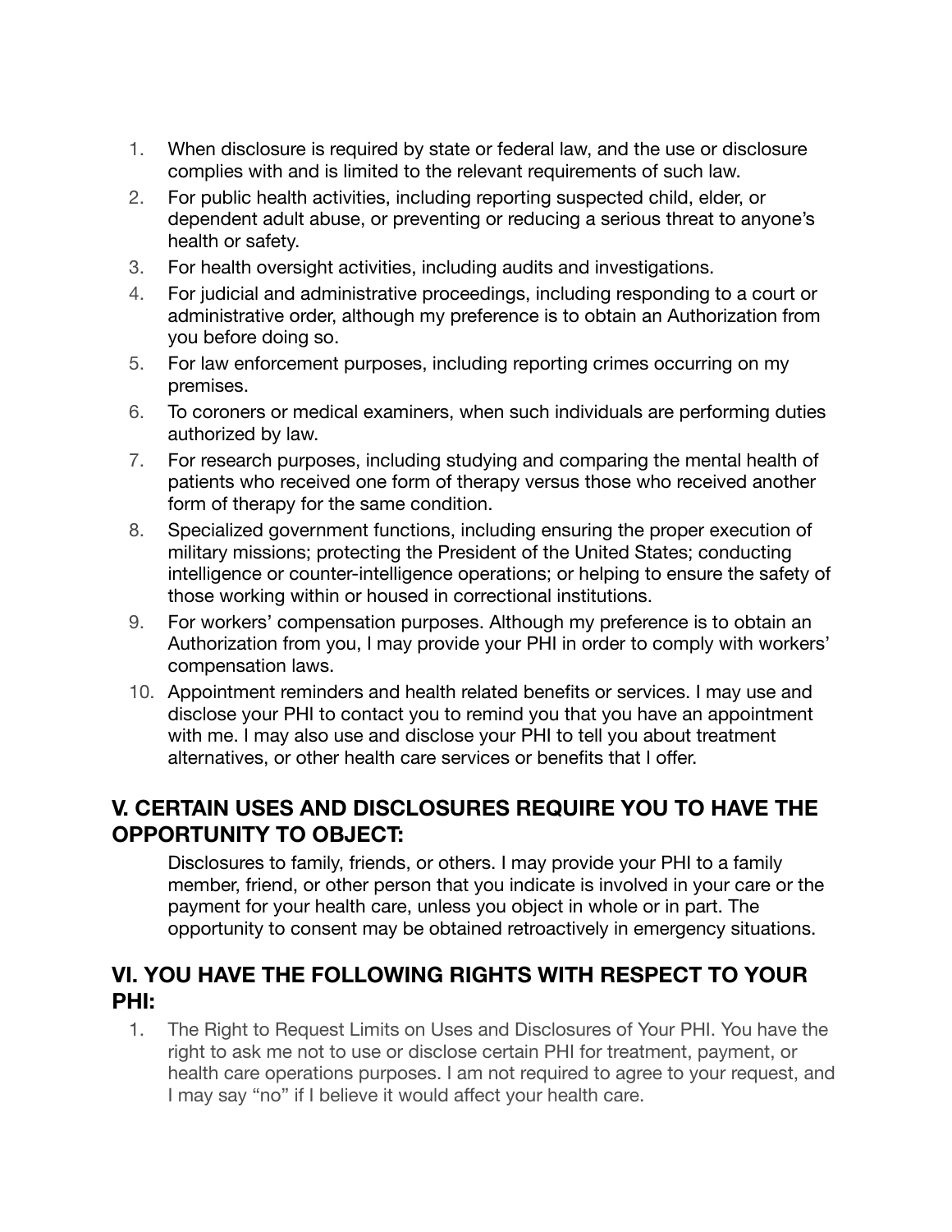1. When disclosure is required by state or federal law, and the use or disclosure complies with and is limited to the relevant requirements of such law.
2. For public health activities, including reporting suspected child, elder, or dependent adult abuse, or preventing or reducing a serious threat to anyone's health or safety.
3. For health oversight activities, including audits and investigations.
4. For judicial and administrative proceedings, including responding to a court or administrative order, although my preference is to obtain an Authorization from you before doing so.
5. For law enforcement purposes, including reporting crimes occurring on my premises.
6. To coroners or medical examiners, when such individuals are performing duties authorized by law.
7. For research purposes, including studying and comparing the mental health of patients who received one form of therapy versus those who received another form of therapy for the same condition.
8. Specialized government functions, including ensuring the proper execution of military missions; protecting the President of the United States; conducting intelligence or counter-intelligence operations; or helping to ensure the safety of those working within or housed in correctional institutions.
9. For workers' compensation purposes. Although my preference is to obtain an Authorization from you, I may provide your PHI in order to comply with workers' compensation laws.
10. Appointment reminders and health related benefits or services. I may use and disclose your PHI to contact you to remind you that you have an appointment with me. I may also use and disclose your PHI to tell you about treatment alternatives, or other health care services or benefits that I offer.

## V. CERTAIN USES AND DISCLOSURES REQUIRE YOU TO HAVE THE OPPORTUNITY TO OBJECT:

Disclosures to family, friends, or others. I may provide your PHI to a family member, friend, or other person that you indicate is involved in your care or the payment for your health care, unless you object in whole or in part. The opportunity to consent may be obtained retroactively in emergency situations.

## VI. YOU HAVE THE FOLLOWING RIGHTS WITH RESPECT TO YOUR PHI:

1. The Right to Request Limits on Uses and Disclosures of Your PHI. You have the right to ask me not to use or disclose certain PHI for treatment, payment, or health care operations purposes. I am not required to agree to your request, and I may say "no" if I believe it would affect your health care.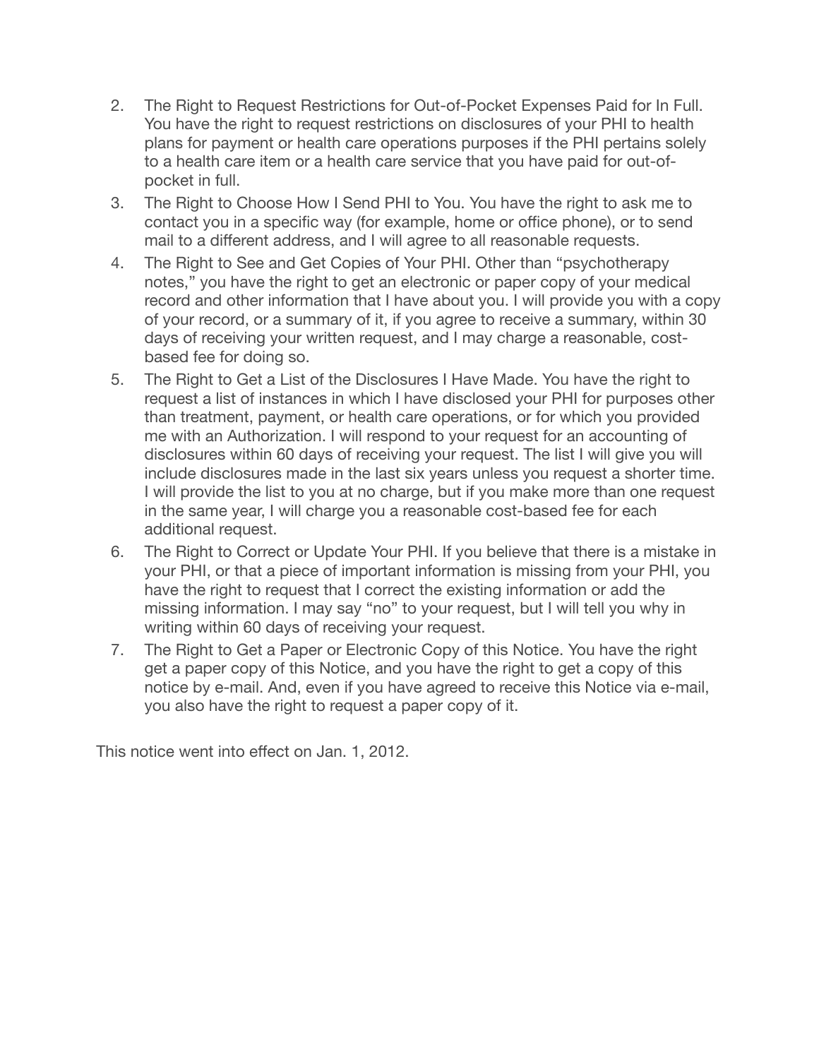2. The Right to Request Restrictions for Out-of-Pocket Expenses Paid for In Full. You have the right to request restrictions on disclosures of your PHI to health plans for payment or health care operations purposes if the PHI pertains solely to a health care item or a health care service that you have paid for out-of-pocket in full.
3. The Right to Choose How I Send PHI to You. You have the right to ask me to contact you in a specific way (for example, home or office phone), or to send mail to a different address, and I will agree to all reasonable requests.
4. The Right to See and Get Copies of Your PHI. Other than "psychotherapy notes," you have the right to get an electronic or paper copy of your medical record and other information that I have about you. I will provide you with a copy of your record, or a summary of it, if you agree to receive a summary, within 30 days of receiving your written request, and I may charge a reasonable, cost-based fee for doing so.
5. The Right to Get a List of the Disclosures I Have Made. You have the right to request a list of instances in which I have disclosed your PHI for purposes other than treatment, payment, or health care operations, or for which you provided me with an Authorization. I will respond to your request for an accounting of disclosures within 60 days of receiving your request. The list I will give you will include disclosures made in the last six years unless you request a shorter time. I will provide the list to you at no charge, but if you make more than one request in the same year, I will charge you a reasonable cost-based fee for each additional request.
6. The Right to Correct or Update Your PHI. If you believe that there is a mistake in your PHI, or that a piece of important information is missing from your PHI, you have the right to request that I correct the existing information or add the missing information. I may say "no" to your request, but I will tell you why in writing within 60 days of receiving your request.
7. The Right to Get a Paper or Electronic Copy of this Notice. You have the right get a paper copy of this Notice, and you have the right to get a copy of this notice by e-mail. And, even if you have agreed to receive this Notice via e-mail, you also have the right to request a paper copy of it.

This notice went into effect on Jan. 1, 2012.